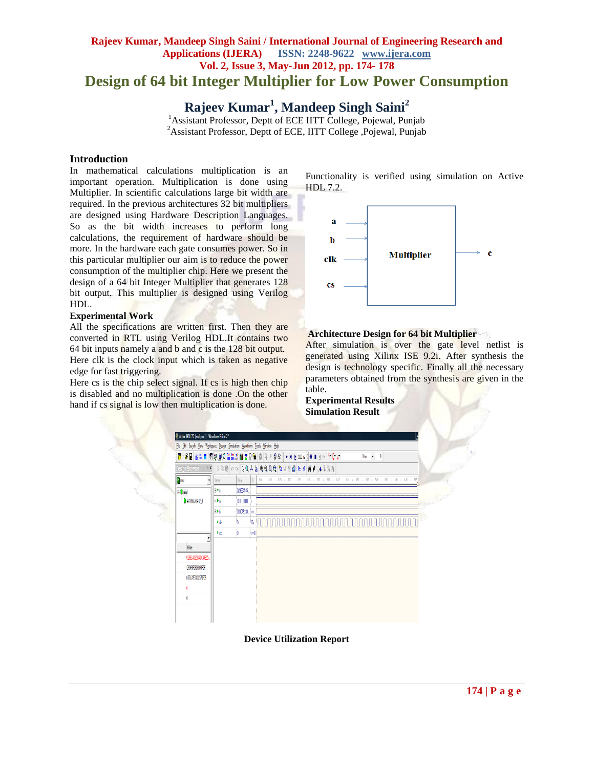# Design of 64 bit Integer Multiplier for Low Power Consumption

**Rajeev Kumar[1], Mandeep Singh Saini[2]**

[1]Assistant Professor, Deptt of ECE IITT College, Pojewal, Punjab
[2]Assistant Professor, Deptt of ECE, IITT College ,Pojewal, Punjab

## Introduction

In mathematical calculations multiplication is an important operation. Multiplication is done using Multiplier. In scientific calculations large bit width are required. In the previous architectures 32 bit multipliers are designed using Hardware Description Languages. So as the bit width increases to perform long calculations, the requirement of hardware should be more. In the hardware each gate consumes power. So in this particular multiplier our aim is to reduce the power consumption of the multiplier chip. Here we present the design of a 64 bit Integer Multiplier that generates 128 bit output. This multiplier is designed using Verilog HDL.

### Experimental Work

All the specifications are written first. Then they are converted in RTL using Verilog HDL.It contains two 64 bit inputs namely a and b and c is the 128 bit output. Here clk is the clock input which is taken as negative edge for fast triggering.

Here cs is the chip select signal. If cs is high then chip is disabled and no multiplication is done .On the other hand if cs signal is low then multiplication is done.

Functionality is verified using simulation on Active HDL 7.2.

### Architecture Design for 64 bit Multiplier

After simulation is over the gate level netlist is generated using Xilinx ISE 9.2i. After synthesis the design is technology specific. Finally all the necessary parameters obtained from the synthesis are given in the table.

### Experimental Results

### Simulation Result

**Device Utilization Report**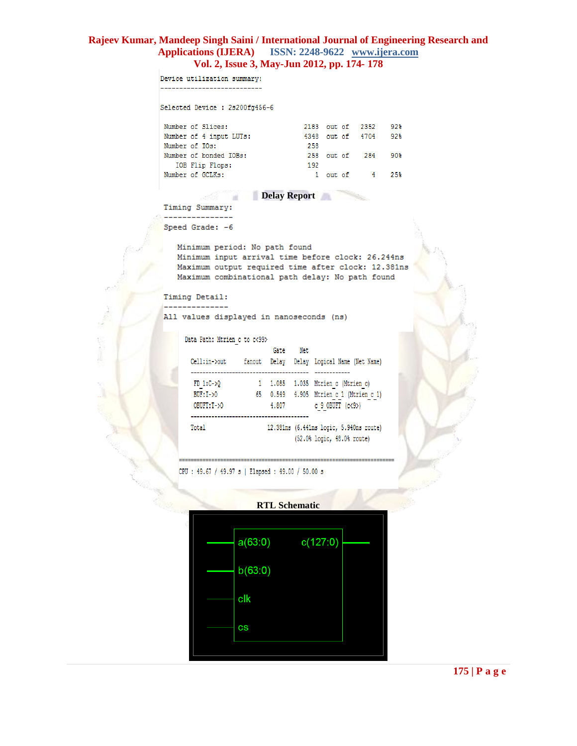```
Device utilization summary:
---------------------------

Selected Device : 2s200fg456-6

 Number of Slices:                    2183  out of   2352    92%
 Number of 4 input LUTs:              4348  out of   4704    92%
 Number of IOs:                        258
 Number of bonded IOBs:                258  out of    284    90%
    IOB Flip Flops:                    192
 Number of GCLKs:                        1  out of      4    25%
```

**Delay Report**

```
Timing Summary:
---------------
Speed Grade: -6

   Minimum period: No path found
   Minimum input arrival time before clock: 26.244ns
   Maximum output required time after clock: 12.381ns
   Maximum combinational path delay: No path found

Timing Detail:
--------------
All values displayed in nanoseconds (ns)

Data Path: Mtrien_c to c<99>
                                Gate     Net
   Cell:in->out      fanout    Delay   Delay  Logical Name (Net Name)
   ----------------------------------------  ------------
    FD_1:C->Q             1    1.085   1.035  Mtrien_c (Mtrien_c)
    BUF:I->O             65    0.549   4.905  Mtrien_c_1 (Mtrien_c_1)
    OBUFT:I->O                 4.807          c_9_OBUFT (c<9>)
   ----------------------------------------
   Total                      12.381ns (6.441ns logic, 5.940ns route)
                                       (52.0% logic, 48.0% route)

=========================================================================
CPU : 49.67 / 49.97 s | Elapsed : 49.00 / 50.00 s
```

**RTL Schematic**

```
a(63:0)        c(127:0)
b(63:0)
clk
cs
```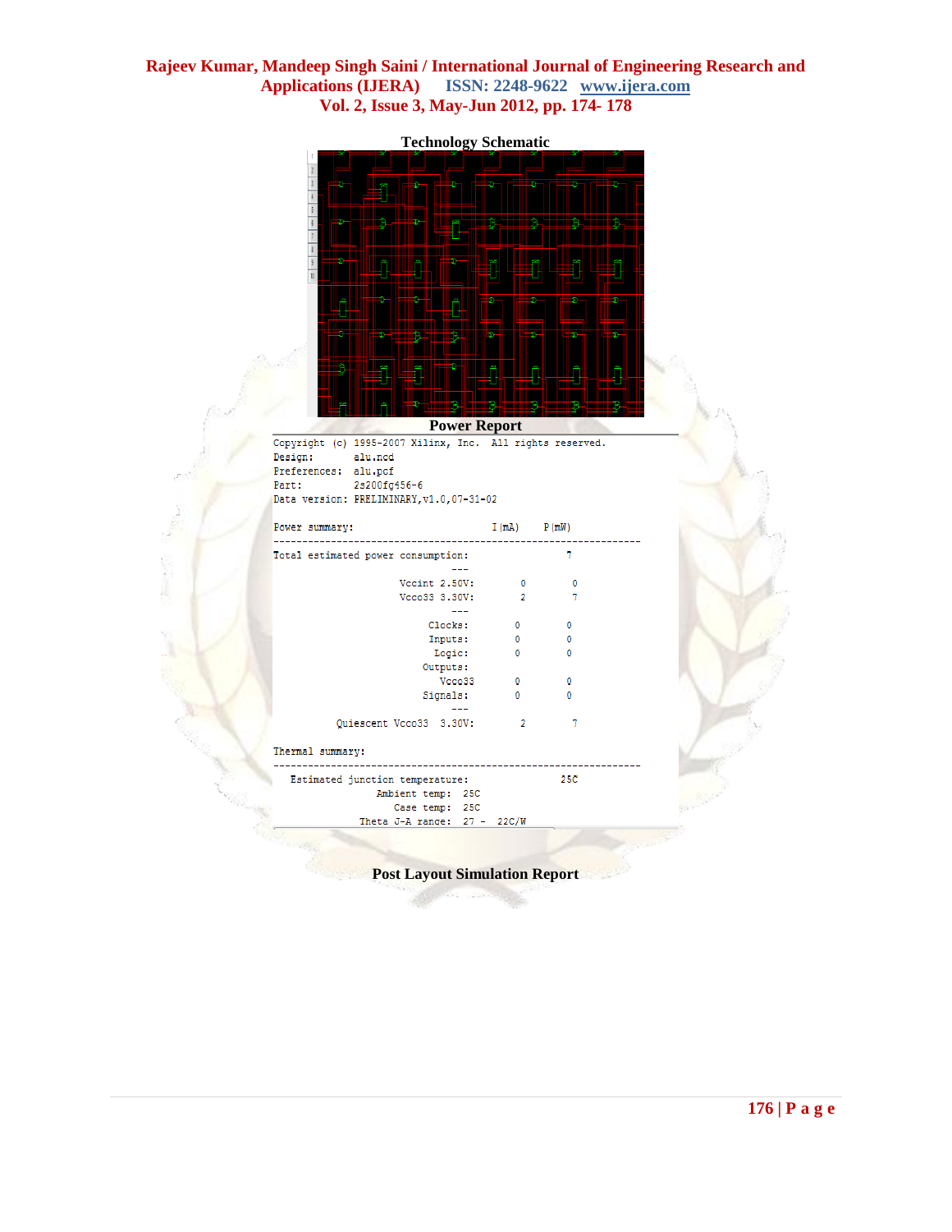**Technology Schematic**

**Power Report**

```
Copyright (c) 1995-2007 Xilinx, Inc.  All rights reserved.
Design:       alu.ncd
Preferences:  alu.pcf
Part:         2s200fg456-6
Data version: PRELIMINARY,v1.0,07-31-02

Power summary:                        I(mA)    P(mW)
----------------------------------------------------------------
Total estimated power consumption:                7
                              ---
                    Vccint 2.50V:        0        0
                    Vcco33 3.30V:        2        7
                              ---
                         Clocks:        0        0
                         Inputs:        0        0
                          Logic:        0        0
                        Outputs:
                          Vcco33        0        0
                        Signals:        0        0
                              ---
         Quiescent Vcco33  3.30V:        2        7

Thermal summary:
----------------------------------------------------------------
   Estimated junction temperature:               25C
                  Ambient temp:  25C
                     Case temp:  25C
                 Theta J-A range:  27 -  22C/W
```

**Post Layout Simulation Report**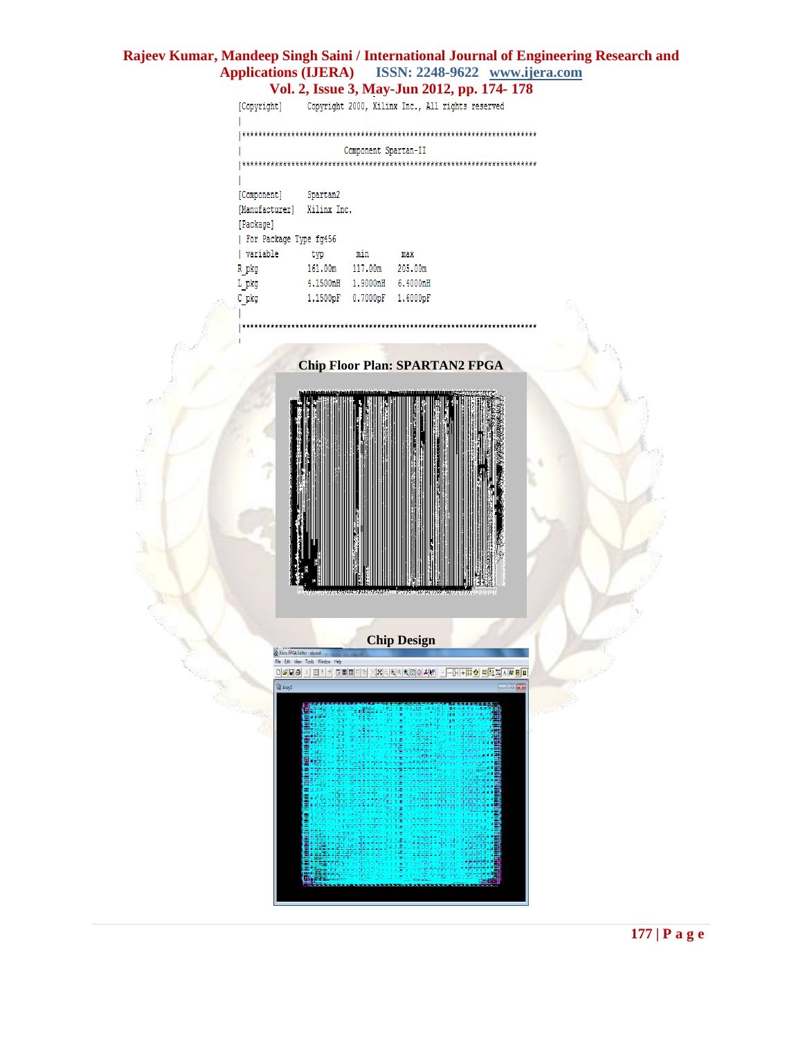```
[Copyright]      Copyright 2000, Xilinx Inc., All rights reserved
|
|************************************************************************
|                       Component Spartan-II
|************************************************************************
|
[Component]      Spartan2
[Manufacturer]   Xilinx Inc.
[Package]
| For Package Type fg456
| variable        typ       min       max
R_pkg           161.00m   117.00m   205.00m
L_pkg           4.1500nH  1.9000nH  6.4000nH
C_pkg           1.1500pF  0.7000pF  1.6000pF
|
|************************************************************************
|
```

**Chip Floor Plan: SPARTAN2 FPGA**

**Chip Design**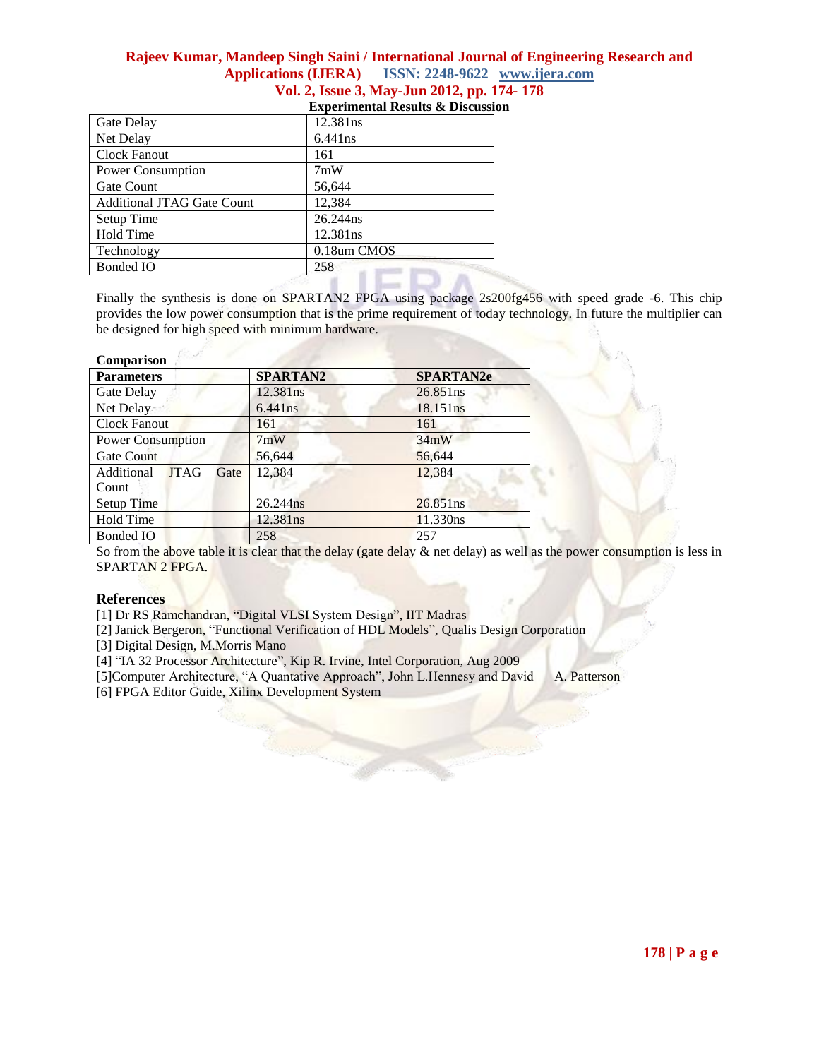**Experimental Results & Discussion**

| | |
|---|---|
| Gate Delay | 12.381ns |
| Net Delay | 6.441ns |
| Clock Fanout | 161 |
| Power Consumption | 7mW |
| Gate Count | 56,644 |
| Additional JTAG Gate Count | 12,384 |
| Setup Time | 26.244ns |
| Hold Time | 12.381ns |
| Technology | 0.18um CMOS |
| Bonded IO | 258 |

Finally the synthesis is done on SPARTAN2 FPGA using package 2s200fg456 with speed grade -6. This chip provides the low power consumption that is the prime requirement of today technology. In future the multiplier can be designed for high speed with minimum hardware.

**Comparison**

| Parameters | SPARTAN2 | SPARTAN2e |
|---|---|---|
| Gate Delay | 12.381ns | 26.851ns |
| Net Delay | 6.441ns | 18.151ns |
| Clock Fanout | 161 | 161 |
| Power Consumption | 7mW | 34mW |
| Gate Count | 56,644 | 56,644 |
| Additional JTAG Gate Count | 12,384 | 12,384 |
| Setup Time | 26.244ns | 26.851ns |
| Hold Time | 12.381ns | 11.330ns |
| Bonded IO | 258 | 257 |

So from the above table it is clear that the delay (gate delay & net delay) as well as the power consumption is less in SPARTAN 2 FPGA.

## References

[1] Dr RS Ramchandran, "Digital VLSI System Design", IIT Madras
[2] Janick Bergeron, "Functional Verification of HDL Models", Qualis Design Corporation
[3] Digital Design, M.Morris Mano
[4] "IA 32 Processor Architecture", Kip R. Irvine, Intel Corporation, Aug 2009
[5]Computer Architecture, "A Quantative Approach", John L.Hennesy and David A. Patterson
[6] FPGA Editor Guide, Xilinx Development System